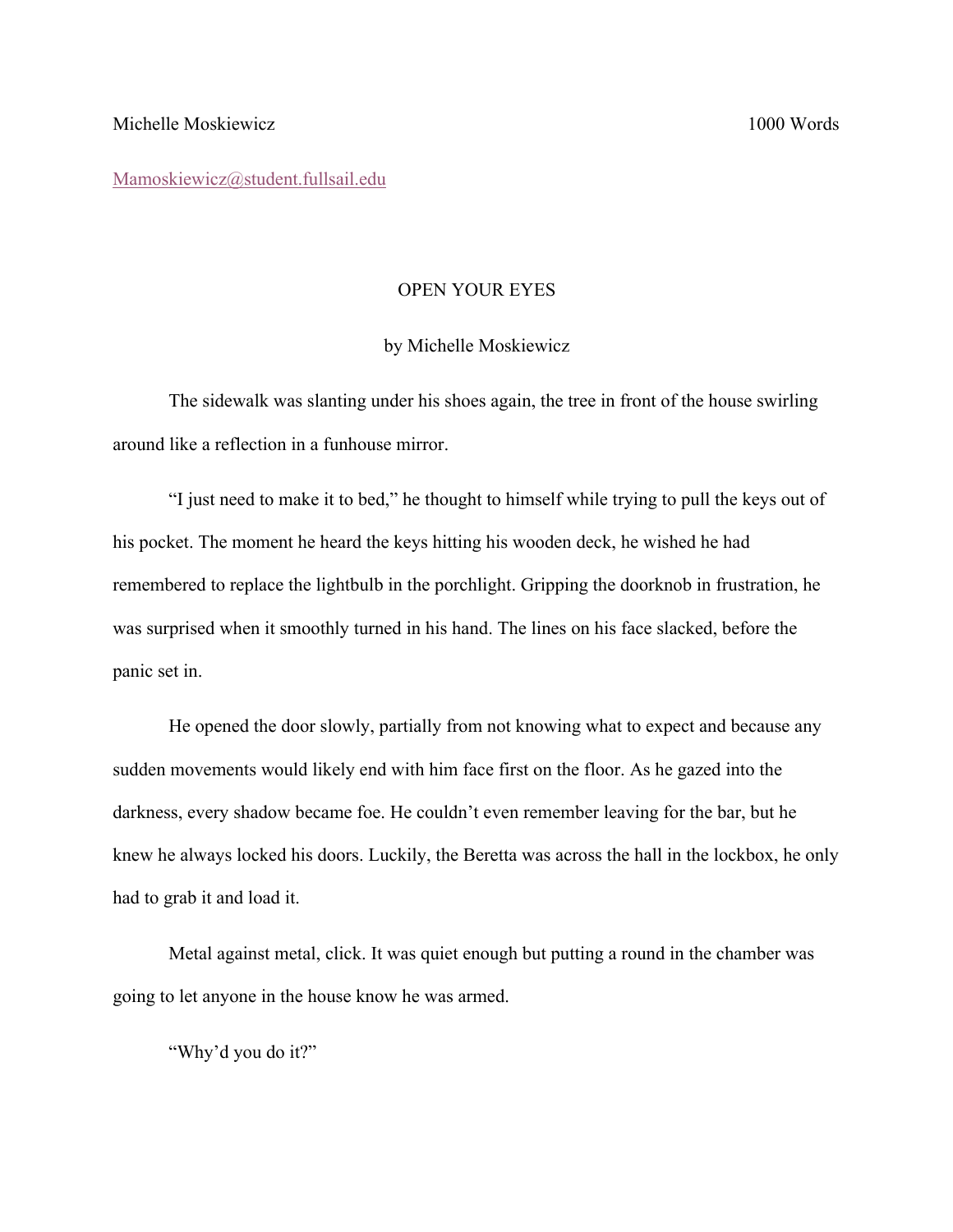Michelle Moskiewicz 1000 Words

Mamoskiewicz@student.fullsail.edu

# OPEN YOUR EYES

by Michelle Moskiewicz

The sidewalk was slanting under his shoes again, the tree in front of the house swirling around like a reflection in a funhouse mirror.

"I just need to make it to bed," he thought to himself while trying to pull the keys out of his pocket. The moment he heard the keys hitting his wooden deck, he wished he had remembered to replace the lightbulb in the porchlight. Gripping the doorknob in frustration, he was surprised when it smoothly turned in his hand. The lines on his face slacked, before the panic set in.

He opened the door slowly, partially from not knowing what to expect and because any sudden movements would likely end with him face first on the floor. As he gazed into the darkness, every shadow became foe. He couldn't even remember leaving for the bar, but he knew he always locked his doors. Luckily, the Beretta was across the hall in the lockbox, he only had to grab it and load it.

Metal against metal, click. It was quiet enough but putting a round in the chamber was going to let anyone in the house know he was armed.

"Why'd you do it?"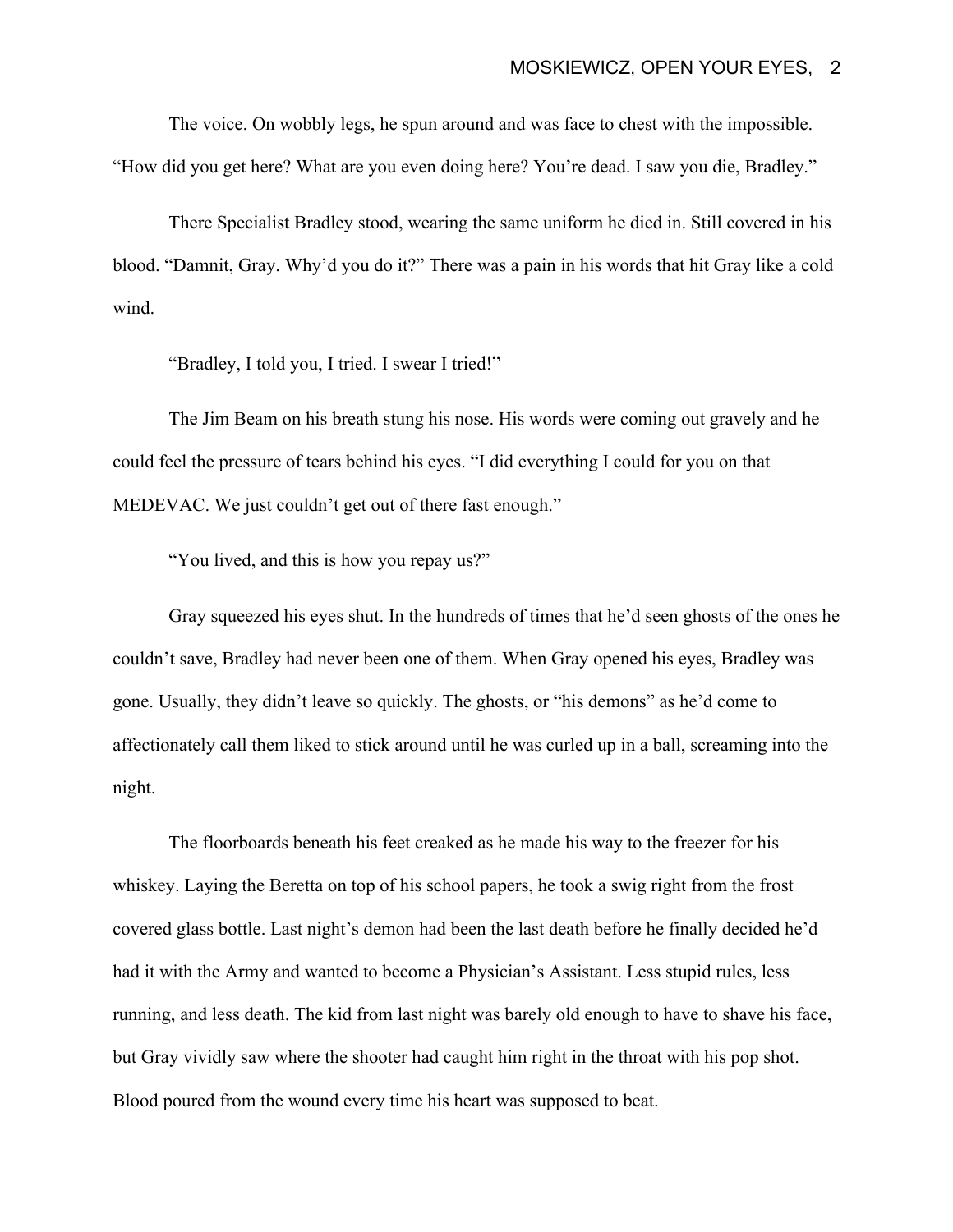The voice. On wobbly legs, he spun around and was face to chest with the impossible. "How did you get here? What are you even doing here? You're dead. I saw you die, Bradley."

There Specialist Bradley stood, wearing the same uniform he died in. Still covered in his blood. "Damnit, Gray. Why'd you do it?" There was a pain in his words that hit Gray like a cold wind.

"Bradley, I told you, I tried. I swear I tried!"

The Jim Beam on his breath stung his nose. His words were coming out gravely and he could feel the pressure of tears behind his eyes. "I did everything I could for you on that MEDEVAC. We just couldn't get out of there fast enough."

"You lived, and this is how you repay us?"

Gray squeezed his eyes shut. In the hundreds of times that he'd seen ghosts of the ones he couldn't save, Bradley had never been one of them. When Gray opened his eyes, Bradley was gone. Usually, they didn't leave so quickly. The ghosts, or "his demons" as he'd come to affectionately call them liked to stick around until he was curled up in a ball, screaming into the night.

The floorboards beneath his feet creaked as he made his way to the freezer for his whiskey. Laying the Beretta on top of his school papers, he took a swig right from the frost covered glass bottle. Last night's demon had been the last death before he finally decided he'd had it with the Army and wanted to become a Physician's Assistant. Less stupid rules, less running, and less death. The kid from last night was barely old enough to have to shave his face, but Gray vividly saw where the shooter had caught him right in the throat with his pop shot. Blood poured from the wound every time his heart was supposed to beat.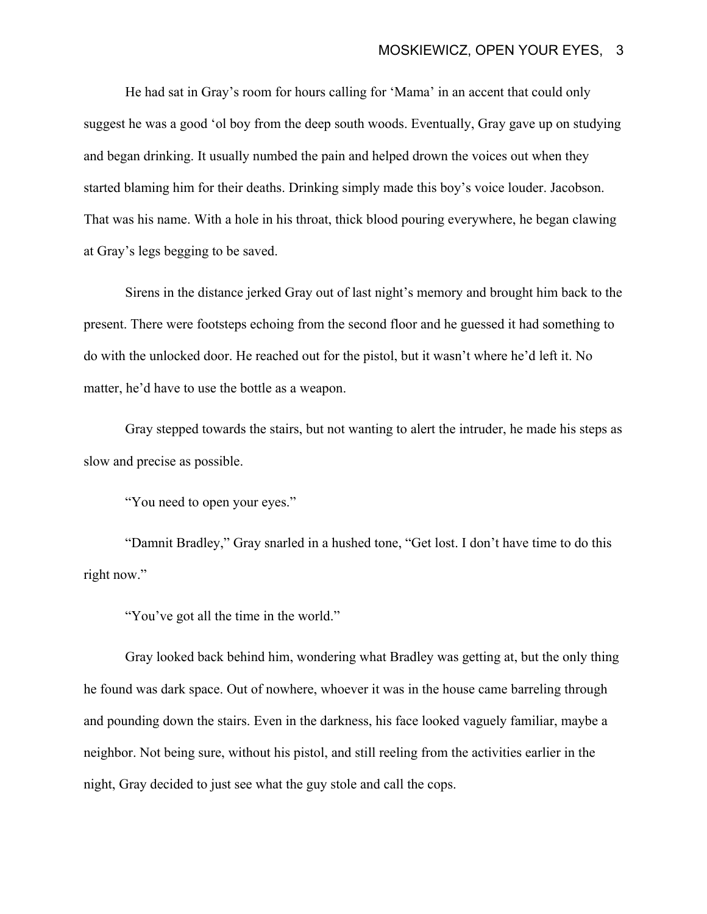He had sat in Gray's room for hours calling for 'Mama' in an accent that could only suggest he was a good 'ol boy from the deep south woods. Eventually, Gray gave up on studying and began drinking. It usually numbed the pain and helped drown the voices out when they started blaming him for their deaths. Drinking simply made this boy's voice louder. Jacobson. That was his name. With a hole in his throat, thick blood pouring everywhere, he began clawing at Gray's legs begging to be saved.

Sirens in the distance jerked Gray out of last night's memory and brought him back to the present. There were footsteps echoing from the second floor and he guessed it had something to do with the unlocked door. He reached out for the pistol, but it wasn't where he'd left it. No matter, he'd have to use the bottle as a weapon.

Gray stepped towards the stairs, but not wanting to alert the intruder, he made his steps as slow and precise as possible.

"You need to open your eyes."

"Damnit Bradley," Gray snarled in a hushed tone, "Get lost. I don't have time to do this right now."

"You've got all the time in the world."

Gray looked back behind him, wondering what Bradley was getting at, but the only thing he found was dark space. Out of nowhere, whoever it was in the house came barreling through and pounding down the stairs. Even in the darkness, his face looked vaguely familiar, maybe a neighbor. Not being sure, without his pistol, and still reeling from the activities earlier in the night, Gray decided to just see what the guy stole and call the cops.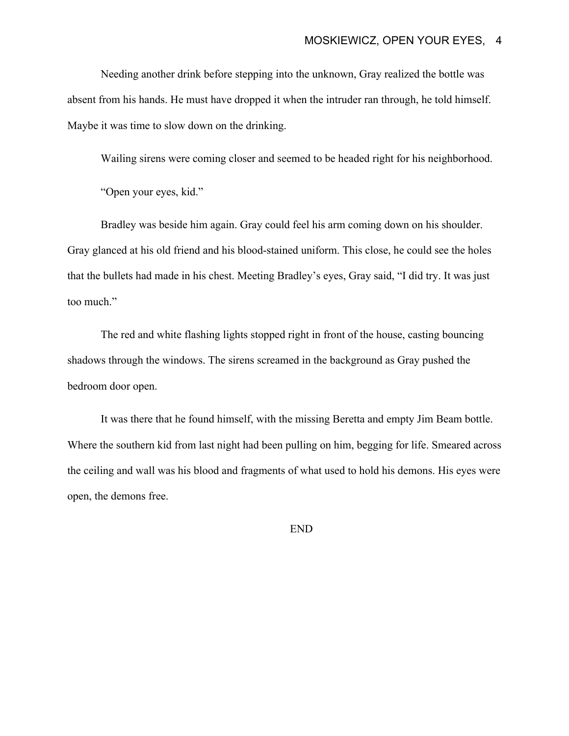Needing another drink before stepping into the unknown, Gray realized the bottle was absent from his hands. He must have dropped it when the intruder ran through, he told himself. Maybe it was time to slow down on the drinking.

Wailing sirens were coming closer and seemed to be headed right for his neighborhood.

"Open your eyes, kid."

Bradley was beside him again. Gray could feel his arm coming down on his shoulder. Gray glanced at his old friend and his blood-stained uniform. This close, he could see the holes that the bullets had made in his chest. Meeting Bradley's eyes, Gray said, "I did try. It was just too much."

The red and white flashing lights stopped right in front of the house, casting bouncing shadows through the windows. The sirens screamed in the background as Gray pushed the bedroom door open.

It was there that he found himself, with the missing Beretta and empty Jim Beam bottle. Where the southern kid from last night had been pulling on him, begging for life. Smeared across the ceiling and wall was his blood and fragments of what used to hold his demons. His eyes were open, the demons free.

END